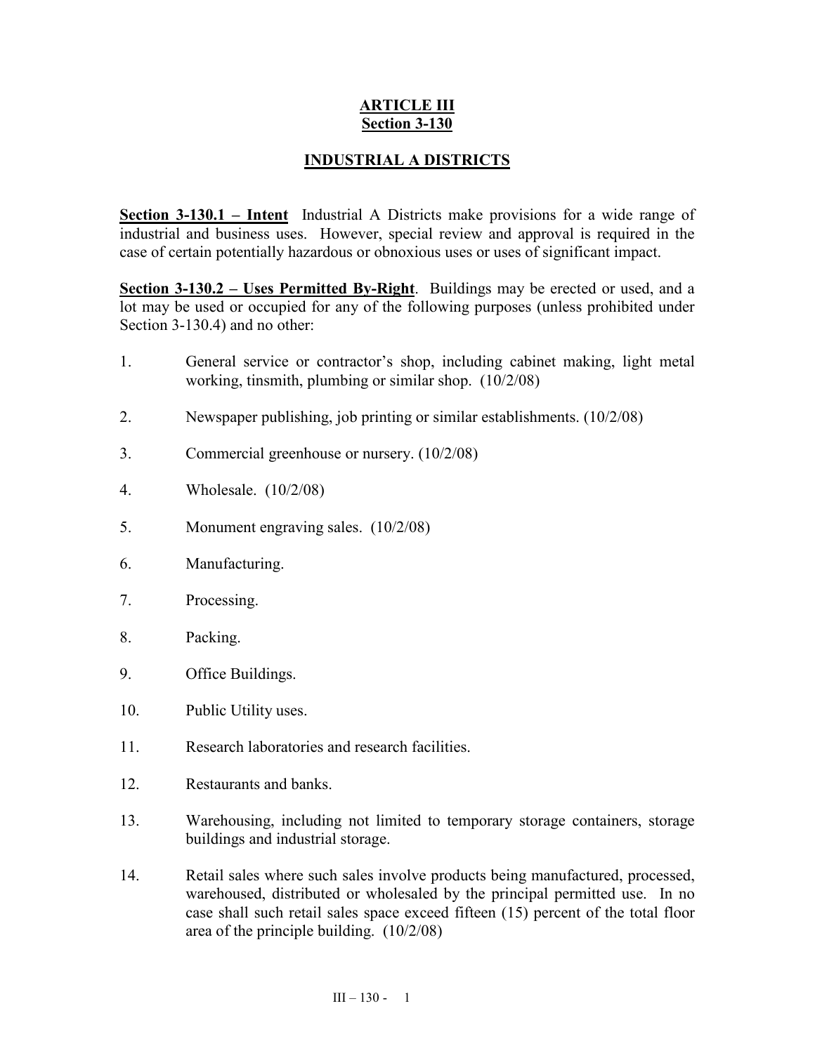# ARTICLE III
## Section 3-130

## INDUSTRIAL A DISTRICTS

**Section 3-130.1 – Intent** Industrial A Districts make provisions for a wide range of industrial and business uses. However, special review and approval is required in the case of certain potentially hazardous or obnoxious uses or uses of significant impact.

**Section 3-130.2 – Uses Permitted By-Right**. Buildings may be erected or used, and a lot may be used or occupied for any of the following purposes (unless prohibited under Section 3-130.4) and no other:

1. General service or contractor's shop, including cabinet making, light metal working, tinsmith, plumbing or similar shop. (10/2/08)

2. Newspaper publishing, job printing or similar establishments. (10/2/08)

3. Commercial greenhouse or nursery. (10/2/08)

4. Wholesale. (10/2/08)

5. Monument engraving sales. (10/2/08)

6. Manufacturing.

7. Processing.

8. Packing.

9. Office Buildings.

10. Public Utility uses.

11. Research laboratories and research facilities.

12. Restaurants and banks.

13. Warehousing, including not limited to temporary storage containers, storage buildings and industrial storage.

14. Retail sales where such sales involve products being manufactured, processed, warehoused, distributed or wholesaled by the principal permitted use. In no case shall such retail sales space exceed fifteen (15) percent of the total floor area of the principle building. (10/2/08)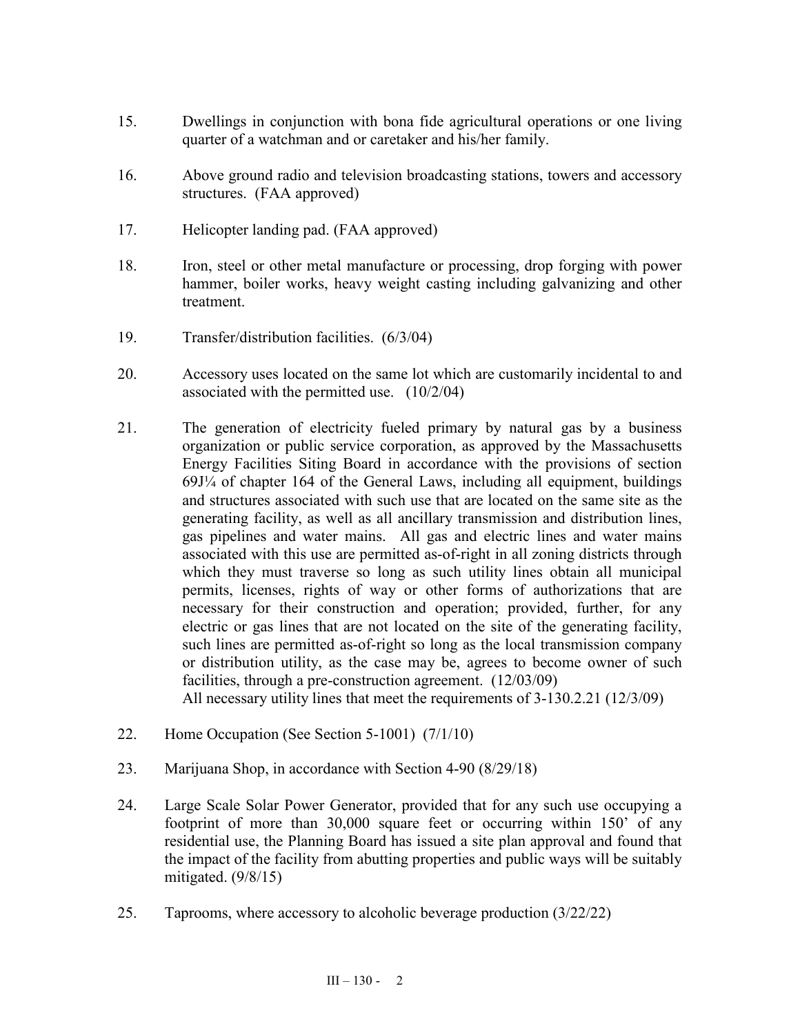15. Dwellings in conjunction with bona fide agricultural operations or one living quarter of a watchman and or caretaker and his/her family.

16. Above ground radio and television broadcasting stations, towers and accessory structures. (FAA approved)

17. Helicopter landing pad. (FAA approved)

18. Iron, steel or other metal manufacture or processing, drop forging with power hammer, boiler works, heavy weight casting including galvanizing and other treatment.

19. Transfer/distribution facilities. (6/3/04)

20. Accessory uses located on the same lot which are customarily incidental to and associated with the permitted use. (10/2/04)

21. The generation of electricity fueled primary by natural gas by a business organization or public service corporation, as approved by the Massachusetts Energy Facilities Siting Board in accordance with the provisions of section 69J¼ of chapter 164 of the General Laws, including all equipment, buildings and structures associated with such use that are located on the same site as the generating facility, as well as all ancillary transmission and distribution lines, gas pipelines and water mains. All gas and electric lines and water mains associated with this use are permitted as-of-right in all zoning districts through which they must traverse so long as such utility lines obtain all municipal permits, licenses, rights of way or other forms of authorizations that are necessary for their construction and operation; provided, further, for any electric or gas lines that are not located on the site of the generating facility, such lines are permitted as-of-right so long as the local transmission company or distribution utility, as the case may be, agrees to become owner of such facilities, through a pre-construction agreement. (12/03/09)
All necessary utility lines that meet the requirements of 3-130.2.21 (12/3/09)

22. Home Occupation (See Section 5-1001) (7/1/10)

23. Marijuana Shop, in accordance with Section 4-90 (8/29/18)

24. Large Scale Solar Power Generator, provided that for any such use occupying a footprint of more than 30,000 square feet or occurring within 150' of any residential use, the Planning Board has issued a site plan approval and found that the impact of the facility from abutting properties and public ways will be suitably mitigated. (9/8/15)

25. Taprooms, where accessory to alcoholic beverage production (3/22/22)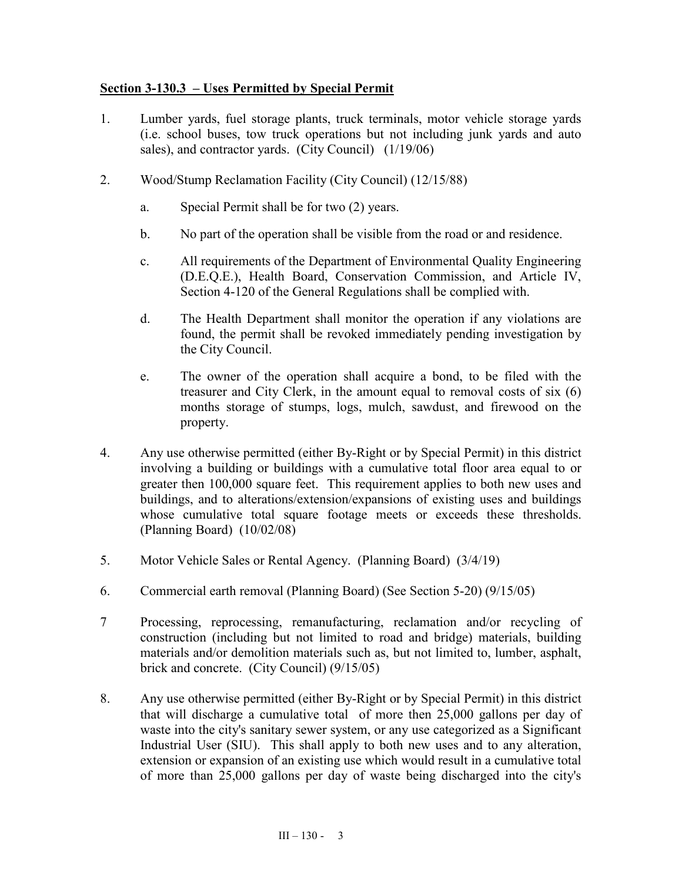## **Section 3-130.3 – Uses Permitted by Special Permit**

1. Lumber yards, fuel storage plants, truck terminals, motor vehicle storage yards (i.e. school buses, tow truck operations but not including junk yards and auto sales), and contractor yards. (City Council) (1/19/06)

2. Wood/Stump Reclamation Facility (City Council) (12/15/88)

   a. Special Permit shall be for two (2) years.

   b. No part of the operation shall be visible from the road or and residence.

   c. All requirements of the Department of Environmental Quality Engineering (D.E.Q.E.), Health Board, Conservation Commission, and Article IV, Section 4-120 of the General Regulations shall be complied with.

   d. The Health Department shall monitor the operation if any violations are found, the permit shall be revoked immediately pending investigation by the City Council.

   e. The owner of the operation shall acquire a bond, to be filed with the treasurer and City Clerk, in the amount equal to removal costs of six (6) months storage of stumps, logs, mulch, sawdust, and firewood on the property.

4. Any use otherwise permitted (either By-Right or by Special Permit) in this district involving a building or buildings with a cumulative total floor area equal to or greater then 100,000 square feet. This requirement applies to both new uses and buildings, and to alterations/extension/expansions of existing uses and buildings whose cumulative total square footage meets or exceeds these thresholds. (Planning Board) (10/02/08)

5. Motor Vehicle Sales or Rental Agency. (Planning Board) (3/4/19)

6. Commercial earth removal (Planning Board) (See Section 5-20) (9/15/05)

7 Processing, reprocessing, remanufacturing, reclamation and/or recycling of construction (including but not limited to road and bridge) materials, building materials and/or demolition materials such as, but not limited to, lumber, asphalt, brick and concrete. (City Council) (9/15/05)

8. Any use otherwise permitted (either By-Right or by Special Permit) in this district that will discharge a cumulative total of more then 25,000 gallons per day of waste into the city's sanitary sewer system, or any use categorized as a Significant Industrial User (SIU). This shall apply to both new uses and to any alteration, extension or expansion of an existing use which would result in a cumulative total of more than 25,000 gallons per day of waste being discharged into the city's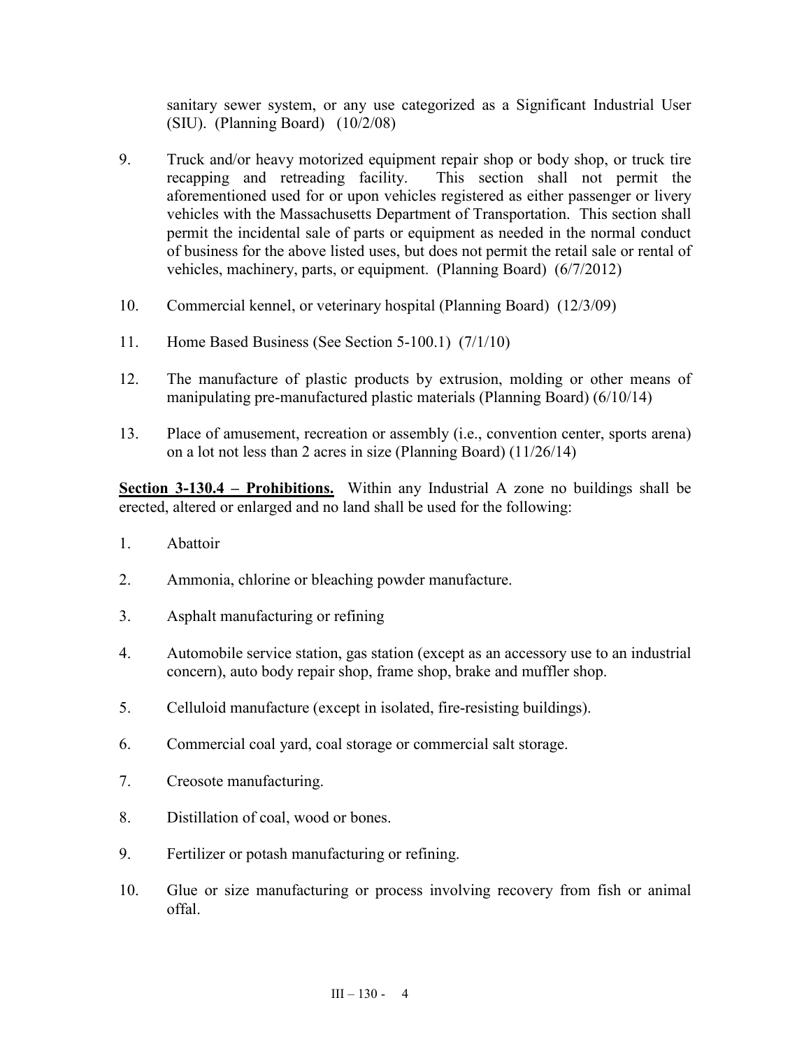sanitary sewer system, or any use categorized as a Significant Industrial User (SIU). (Planning Board) (10/2/08)

9. Truck and/or heavy motorized equipment repair shop or body shop, or truck tire recapping and retreading facility. This section shall not permit the aforementioned used for or upon vehicles registered as either passenger or livery vehicles with the Massachusetts Department of Transportation. This section shall permit the incidental sale of parts or equipment as needed in the normal conduct of business for the above listed uses, but does not permit the retail sale or rental of vehicles, machinery, parts, or equipment. (Planning Board) (6/7/2012)

10. Commercial kennel, or veterinary hospital (Planning Board) (12/3/09)

11. Home Based Business (See Section 5-100.1) (7/1/10)

12. The manufacture of plastic products by extrusion, molding or other means of manipulating pre-manufactured plastic materials (Planning Board) (6/10/14)

13. Place of amusement, recreation or assembly (i.e., convention center, sports arena) on a lot not less than 2 acres in size (Planning Board) (11/26/14)

**Section 3-130.4 – Prohibitions.** Within any Industrial A zone no buildings shall be erected, altered or enlarged and no land shall be used for the following:

1. Abattoir

2. Ammonia, chlorine or bleaching powder manufacture.

3. Asphalt manufacturing or refining

4. Automobile service station, gas station (except as an accessory use to an industrial concern), auto body repair shop, frame shop, brake and muffler shop.

5. Celluloid manufacture (except in isolated, fire-resisting buildings).

6. Commercial coal yard, coal storage or commercial salt storage.

7. Creosote manufacturing.

8. Distillation of coal, wood or bones.

9. Fertilizer or potash manufacturing or refining.

10. Glue or size manufacturing or process involving recovery from fish or animal offal.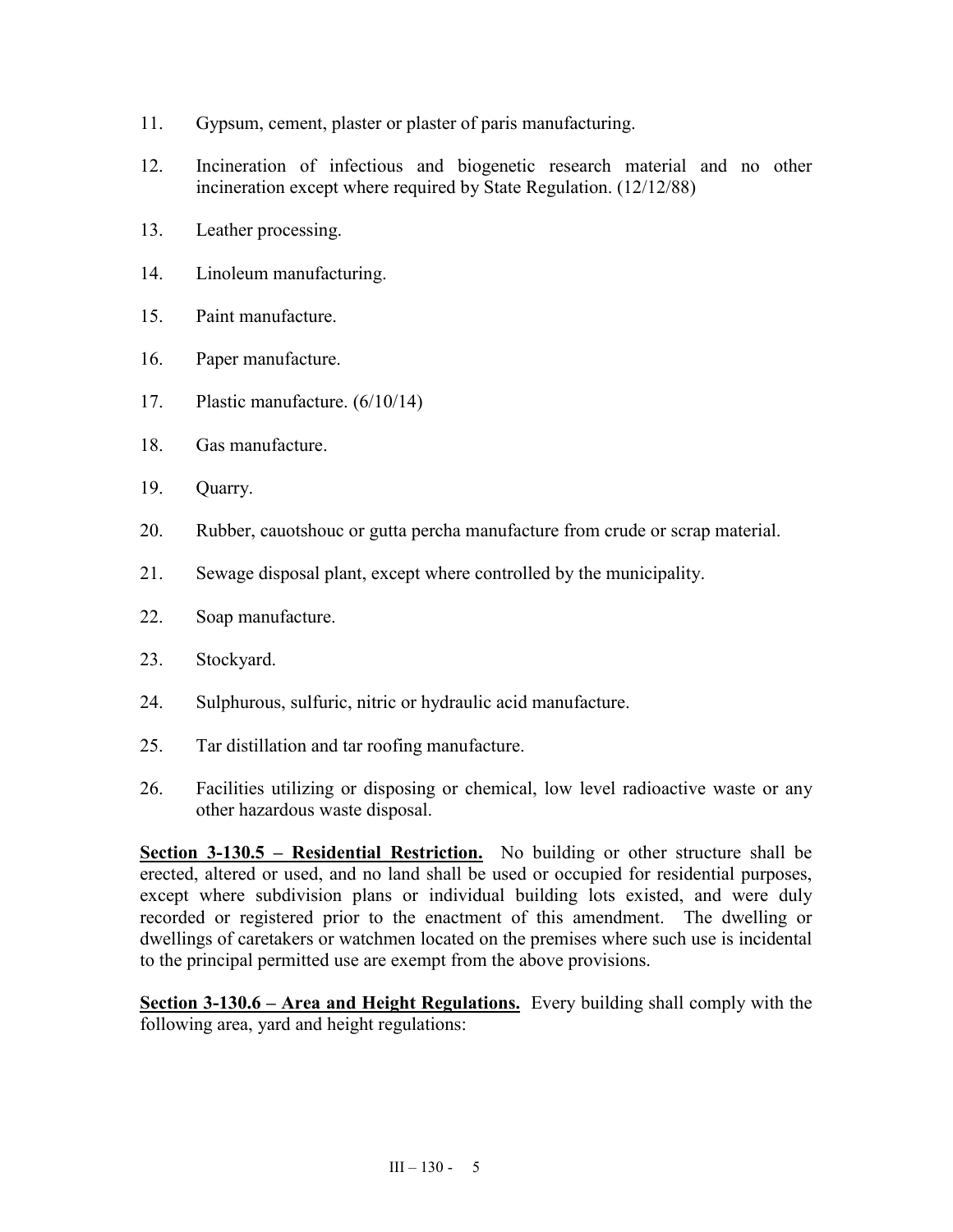11. Gypsum, cement, plaster or plaster of paris manufacturing.

12. Incineration of infectious and biogenetic research material and no other incineration except where required by State Regulation. (12/12/88)

13. Leather processing.

14. Linoleum manufacturing.

15. Paint manufacture.

16. Paper manufacture.

17. Plastic manufacture. (6/10/14)

18. Gas manufacture.

19. Quarry.

20. Rubber, cauotshouc or gutta percha manufacture from crude or scrap material.

21. Sewage disposal plant, except where controlled by the municipality.

22. Soap manufacture.

23. Stockyard.

24. Sulphurous, sulfuric, nitric or hydraulic acid manufacture.

25. Tar distillation and tar roofing manufacture.

26. Facilities utilizing or disposing or chemical, low level radioactive waste or any other hazardous waste disposal.

**Section 3-130.5 – Residential Restriction.** No building or other structure shall be erected, altered or used, and no land shall be used or occupied for residential purposes, except where subdivision plans or individual building lots existed, and were duly recorded or registered prior to the enactment of this amendment. The dwelling or dwellings of caretakers or watchmen located on the premises where such use is incidental to the principal permitted use are exempt from the above provisions.

**Section 3-130.6 – Area and Height Regulations.** Every building shall comply with the following area, yard and height regulations: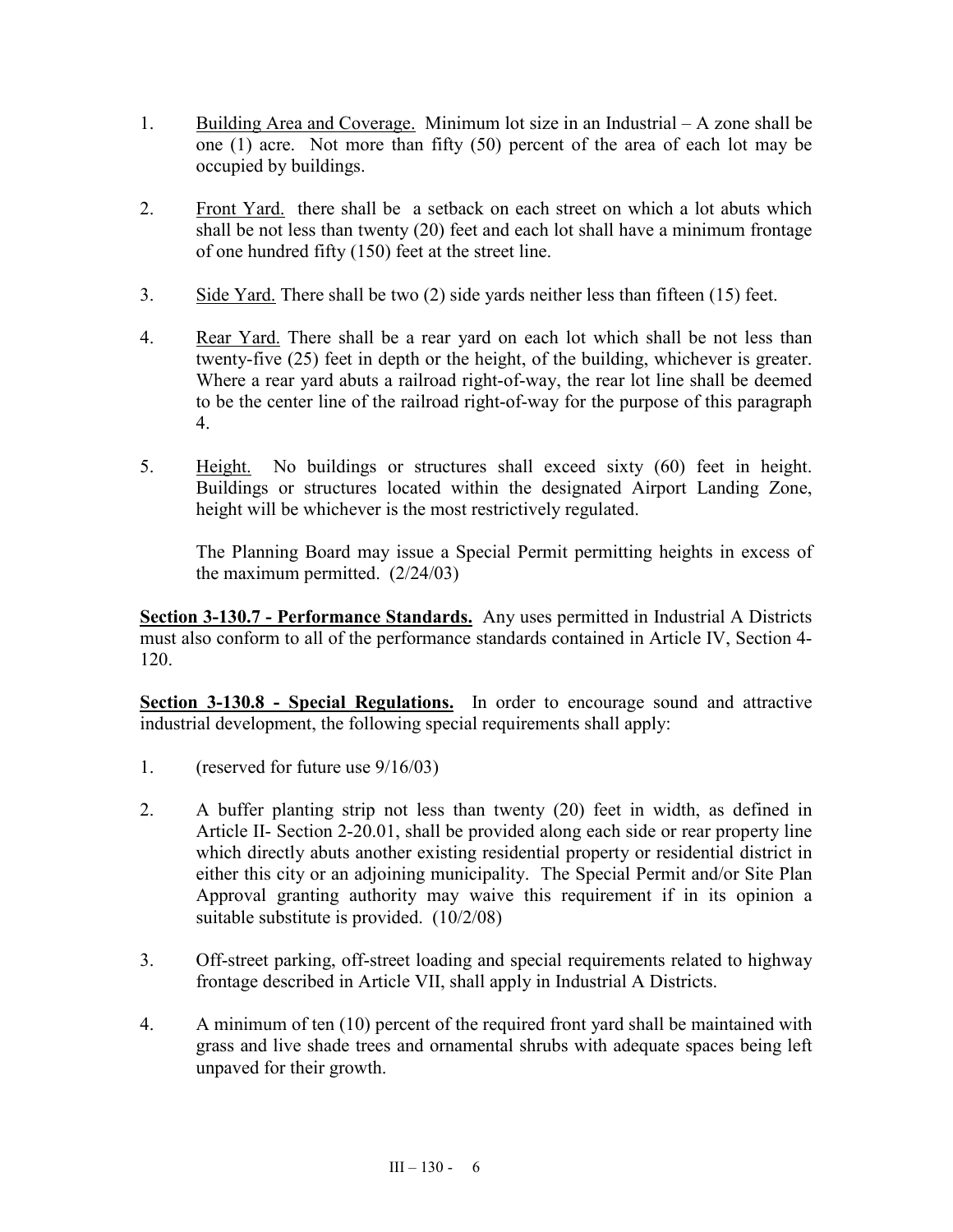1. Building Area and Coverage. Minimum lot size in an Industrial – A zone shall be one (1) acre. Not more than fifty (50) percent of the area of each lot may be occupied by buildings.

2. Front Yard. there shall be a setback on each street on which a lot abuts which shall be not less than twenty (20) feet and each lot shall have a minimum frontage of one hundred fifty (150) feet at the street line.

3. Side Yard. There shall be two (2) side yards neither less than fifteen (15) feet.

4. Rear Yard. There shall be a rear yard on each lot which shall be not less than twenty-five (25) feet in depth or the height, of the building, whichever is greater. Where a rear yard abuts a railroad right-of-way, the rear lot line shall be deemed to be the center line of the railroad right-of-way for the purpose of this paragraph 4.

5. Height. No buildings or structures shall exceed sixty (60) feet in height. Buildings or structures located within the designated Airport Landing Zone, height will be whichever is the most restrictively regulated.

   The Planning Board may issue a Special Permit permitting heights in excess of the maximum permitted. (2/24/03)

**Section 3-130.7 - Performance Standards.** Any uses permitted in Industrial A Districts must also conform to all of the performance standards contained in Article IV, Section 4-120.

**Section 3-130.8 - Special Regulations.** In order to encourage sound and attractive industrial development, the following special requirements shall apply:

1. (reserved for future use 9/16/03)

2. A buffer planting strip not less than twenty (20) feet in width, as defined in Article II- Section 2-20.01, shall be provided along each side or rear property line which directly abuts another existing residential property or residential district in either this city or an adjoining municipality. The Special Permit and/or Site Plan Approval granting authority may waive this requirement if in its opinion a suitable substitute is provided. (10/2/08)

3. Off-street parking, off-street loading and special requirements related to highway frontage described in Article VII, shall apply in Industrial A Districts.

4. A minimum of ten (10) percent of the required front yard shall be maintained with grass and live shade trees and ornamental shrubs with adequate spaces being left unpaved for their growth.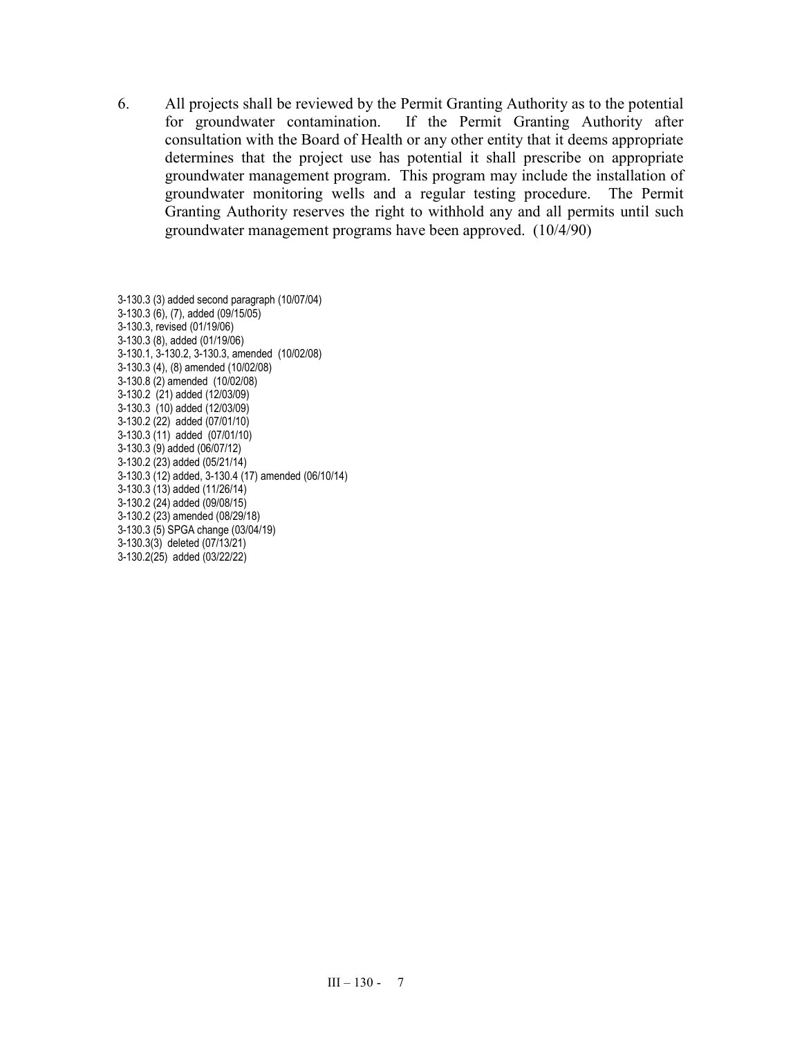6. All projects shall be reviewed by the Permit Granting Authority as to the potential for groundwater contamination. If the Permit Granting Authority after consultation with the Board of Health or any other entity that it deems appropriate determines that the project use has potential it shall prescribe on appropriate groundwater management program. This program may include the installation of groundwater monitoring wells and a regular testing procedure. The Permit Granting Authority reserves the right to withhold any and all permits until such groundwater management programs have been approved. (10/4/90)

3-130.3 (3) added second paragraph (10/07/04)
3-130.3 (6), (7), added (09/15/05)
3-130.3, revised (01/19/06)
3-130.3 (8), added (01/19/06)
3-130.1, 3-130.2, 3-130.3, amended (10/02/08)
3-130.3 (4), (8) amended (10/02/08)
3-130.8 (2) amended (10/02/08)
3-130.2 (21) added (12/03/09)
3-130.3 (10) added (12/03/09)
3-130.2 (22) added (07/01/10)
3-130.3 (11) added (07/01/10)
3-130.3 (9) added (06/07/12)
3-130.2 (23) added (05/21/14)
3-130.3 (12) added, 3-130.4 (17) amended (06/10/14)
3-130.3 (13) added (11/26/14)
3-130.2 (24) added (09/08/15)
3-130.2 (23) amended (08/29/18)
3-130.3 (5) SPGA change (03/04/19)
3-130.3(3) deleted (07/13/21)
3-130.2(25) added (03/22/22)